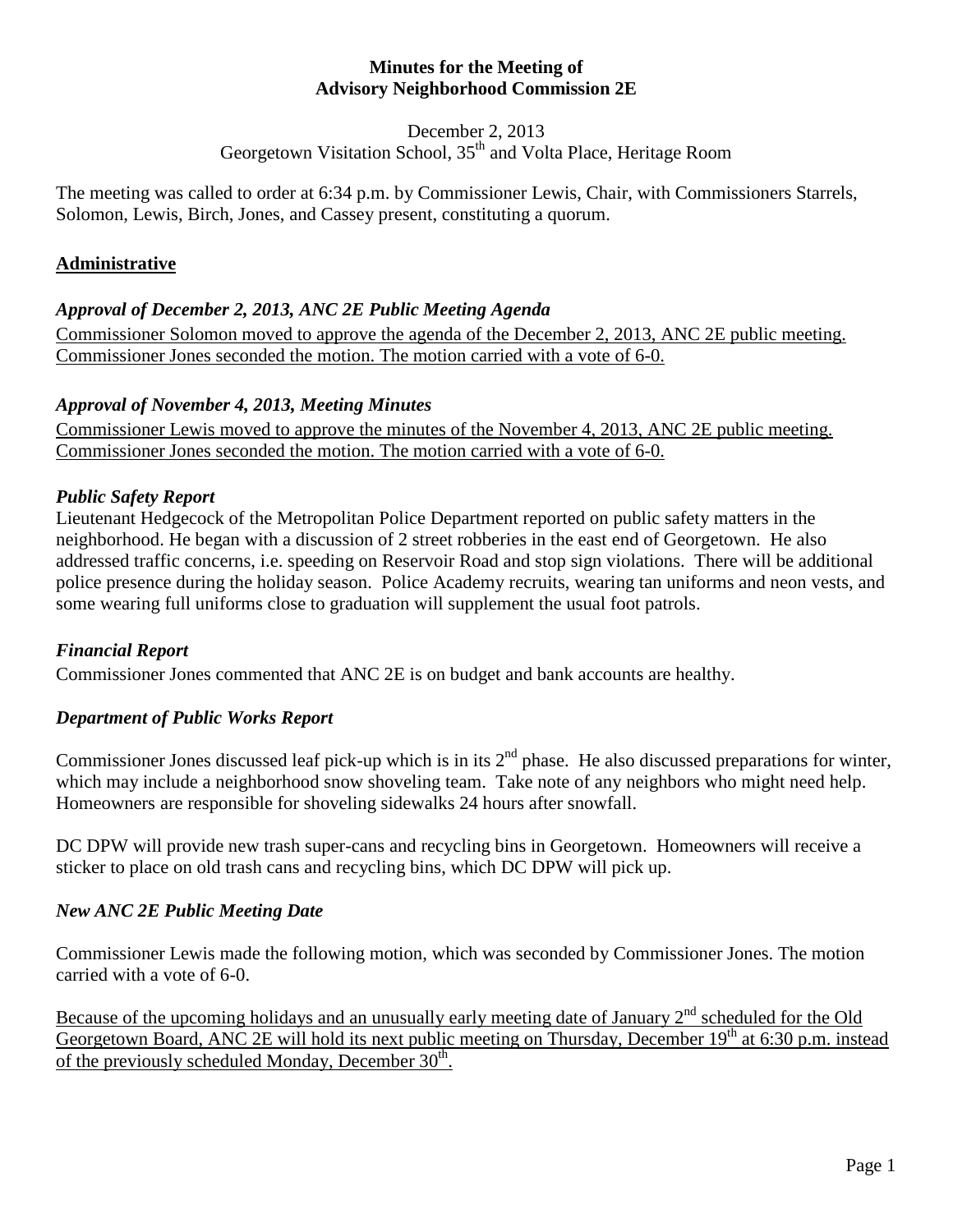# Minutes for the Meeting of Advisory Neighborhood Commission 2E

December 2, 2013
Georgetown Visitation School, 35th and Volta Place, Heritage Room

The meeting was called to order at 6:34 p.m. by Commissioner Lewis, Chair, with Commissioners Starrels, Solomon, Lewis, Birch, Jones, and Cassey present, constituting a quorum.

## Administrative

### *Approval of December 2, 2013, ANC 2E Public Meeting Agenda*

Commissioner Solomon moved to approve the agenda of the December 2, 2013, ANC 2E public meeting. Commissioner Jones seconded the motion. The motion carried with a vote of 6-0.

### *Approval of November 4, 2013, Meeting Minutes*

Commissioner Lewis moved to approve the minutes of the November 4, 2013, ANC 2E public meeting. Commissioner Jones seconded the motion. The motion carried with a vote of 6-0.

### *Public Safety Report*

Lieutenant Hedgecock of the Metropolitan Police Department reported on public safety matters in the neighborhood. He began with a discussion of 2 street robberies in the east end of Georgetown. He also addressed traffic concerns, i.e. speeding on Reservoir Road and stop sign violations. There will be additional police presence during the holiday season. Police Academy recruits, wearing tan uniforms and neon vests, and some wearing full uniforms close to graduation will supplement the usual foot patrols.

### *Financial Report*

Commissioner Jones commented that ANC 2E is on budget and bank accounts are healthy.

### *Department of Public Works Report*

Commissioner Jones discussed leaf pick-up which is in its 2nd phase. He also discussed preparations for winter, which may include a neighborhood snow shoveling team. Take note of any neighbors who might need help. Homeowners are responsible for shoveling sidewalks 24 hours after snowfall.

DC DPW will provide new trash super-cans and recycling bins in Georgetown. Homeowners will receive a sticker to place on old trash cans and recycling bins, which DC DPW will pick up.

### *New ANC 2E Public Meeting Date*

Commissioner Lewis made the following motion, which was seconded by Commissioner Jones. The motion carried with a vote of 6-0.

Because of the upcoming holidays and an unusually early meeting date of January 2nd scheduled for the Old Georgetown Board, ANC 2E will hold its next public meeting on Thursday, December 19th at 6:30 p.m. instead of the previously scheduled Monday, December 30th.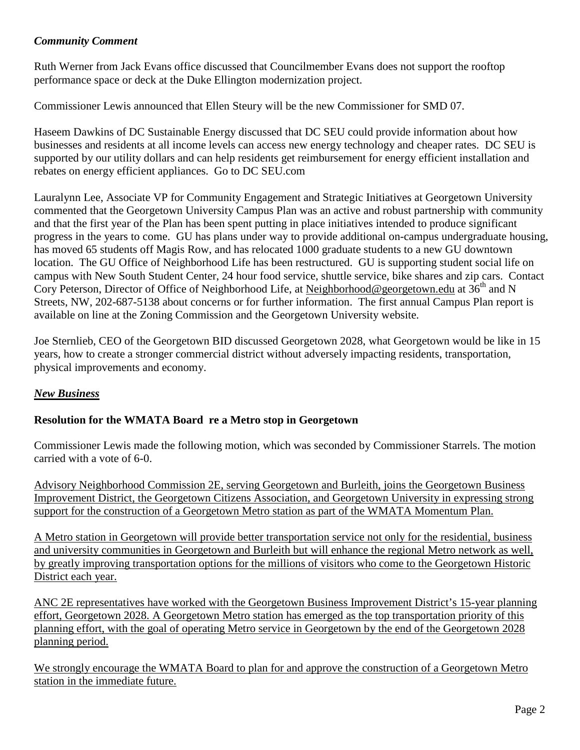***Community Comment***

Ruth Werner from Jack Evans office discussed that Councilmember Evans does not support the rooftop performance space or deck at the Duke Ellington modernization project.

Commissioner Lewis announced that Ellen Steury will be the new Commissioner for SMD 07.

Haseem Dawkins of DC Sustainable Energy discussed that DC SEU could provide information about how businesses and residents at all income levels can access new energy technology and cheaper rates. DC SEU is supported by our utility dollars and can help residents get reimbursement for energy efficient installation and rebates on energy efficient appliances. Go to DC SEU.com

Lauralynn Lee, Associate VP for Community Engagement and Strategic Initiatives at Georgetown University commented that the Georgetown University Campus Plan was an active and robust partnership with community and that the first year of the Plan has been spent putting in place initiatives intended to produce significant progress in the years to come. GU has plans under way to provide additional on-campus undergraduate housing, has moved 65 students off Magis Row, and has relocated 1000 graduate students to a new GU downtown location. The GU Office of Neighborhood Life has been restructured. GU is supporting student social life on campus with New South Student Center, 24 hour food service, shuttle service, bike shares and zip cars. Contact Cory Peterson, Director of Office of Neighborhood Life, at Neighborhood@georgetown.edu at 36th and N Streets, NW, 202-687-5138 about concerns or for further information. The first annual Campus Plan report is available on line at the Zoning Commission and the Georgetown University website.

Joe Sternlieb, CEO of the Georgetown BID discussed Georgetown 2028, what Georgetown would be like in 15 years, how to create a stronger commercial district without adversely impacting residents, transportation, physical improvements and economy.

***New Business***

**Resolution for the WMATA Board re a Metro stop in Georgetown**

Commissioner Lewis made the following motion, which was seconded by Commissioner Starrels. The motion carried with a vote of 6-0.

Advisory Neighborhood Commission 2E, serving Georgetown and Burleith, joins the Georgetown Business Improvement District, the Georgetown Citizens Association, and Georgetown University in expressing strong support for the construction of a Georgetown Metro station as part of the WMATA Momentum Plan.

A Metro station in Georgetown will provide better transportation service not only for the residential, business and university communities in Georgetown and Burleith but will enhance the regional Metro network as well, by greatly improving transportation options for the millions of visitors who come to the Georgetown Historic District each year.

ANC 2E representatives have worked with the Georgetown Business Improvement District's 15-year planning effort, Georgetown 2028. A Georgetown Metro station has emerged as the top transportation priority of this planning effort, with the goal of operating Metro service in Georgetown by the end of the Georgetown 2028 planning period.

We strongly encourage the WMATA Board to plan for and approve the construction of a Georgetown Metro station in the immediate future.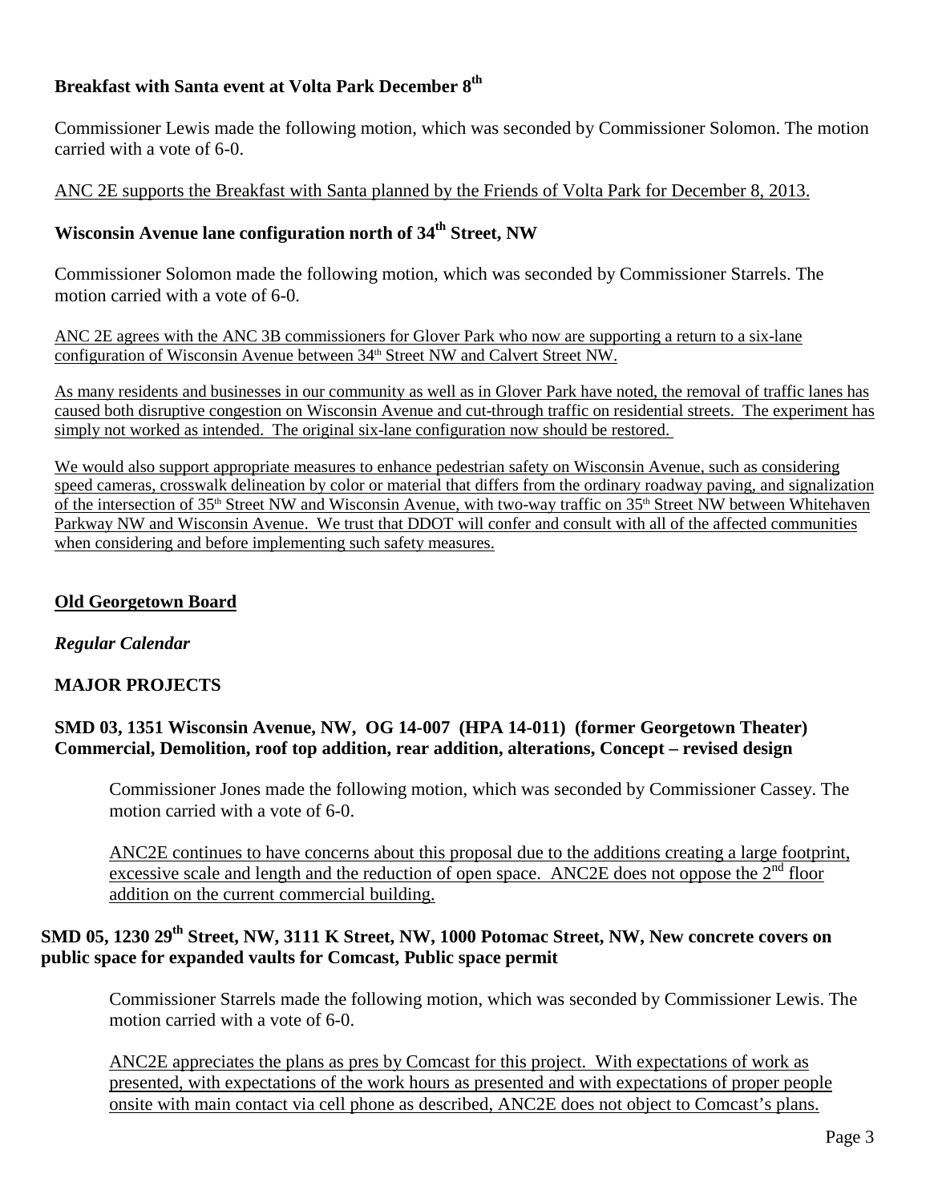**Breakfast with Santa event at Volta Park December 8th**

Commissioner Lewis made the following motion, which was seconded by Commissioner Solomon. The motion carried with a vote of 6-0.

<u>ANC 2E supports the Breakfast with Santa planned by the Friends of Volta Park for December 8, 2013.</u>

**Wisconsin Avenue lane configuration north of 34th Street, NW**

Commissioner Solomon made the following motion, which was seconded by Commissioner Starrels. The motion carried with a vote of 6-0.

<u>ANC 2E agrees with the ANC 3B commissioners for Glover Park who now are supporting a return to a six-lane configuration of Wisconsin Avenue between 34th Street NW and Calvert Street NW.</u>

<u>As many residents and businesses in our community as well as in Glover Park have noted, the removal of traffic lanes has caused both disruptive congestion on Wisconsin Avenue and cut-through traffic on residential streets. The experiment has simply not worked as intended. The original six-lane configuration now should be restored.</u>

<u>We would also support appropriate measures to enhance pedestrian safety on Wisconsin Avenue, such as considering speed cameras, crosswalk delineation by color or material that differs from the ordinary roadway paving, and signalization of the intersection of 35th Street NW and Wisconsin Avenue, with two-way traffic on 35th Street NW between Whitehaven Parkway NW and Wisconsin Avenue. We trust that DDOT will confer and consult with all of the affected communities when considering and before implementing such safety measures.</u>

**<u>Old Georgetown Board</u>**

***Regular Calendar***

**MAJOR PROJECTS**

**SMD 03, 1351 Wisconsin Avenue, NW, OG 14-007 (HPA 14-011) (former Georgetown Theater) Commercial, Demolition, roof top addition, rear addition, alterations, Concept – revised design**

Commissioner Jones made the following motion, which was seconded by Commissioner Cassey. The motion carried with a vote of 6-0.

<u>ANC2E continues to have concerns about this proposal due to the additions creating a large footprint, excessive scale and length and the reduction of open space. ANC2E does not oppose the 2nd floor addition on the current commercial building.</u>

**SMD 05, 1230 29th Street, NW, 3111 K Street, NW, 1000 Potomac Street, NW, New concrete covers on public space for expanded vaults for Comcast, Public space permit**

Commissioner Starrels made the following motion, which was seconded by Commissioner Lewis. The motion carried with a vote of 6-0.

<u>ANC2E appreciates the plans as pres by Comcast for this project. With expectations of work as presented, with expectations of the work hours as presented and with expectations of proper people onsite with main contact via cell phone as described, ANC2E does not object to Comcast's plans.</u>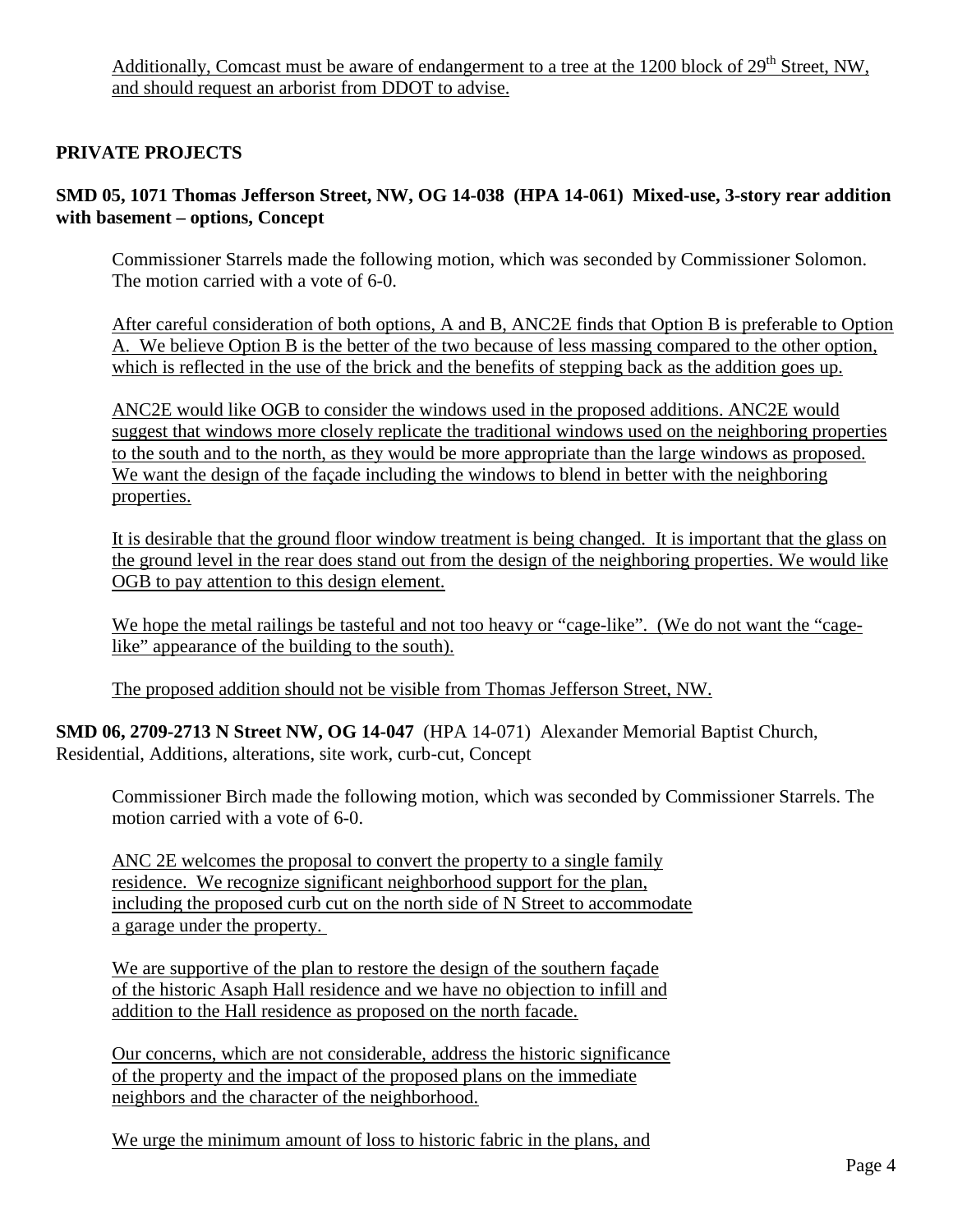Additionally, Comcast must be aware of endangerment to a tree at the 1200 block of 29th Street, NW, and should request an arborist from DDOT to advise.

## PRIVATE PROJECTS

**SMD 05, 1071 Thomas Jefferson Street, NW, OG 14-038 (HPA 14-061) Mixed-use, 3-story rear addition with basement – options, Concept**

Commissioner Starrels made the following motion, which was seconded by Commissioner Solomon. The motion carried with a vote of 6-0.

After careful consideration of both options, A and B, ANC2E finds that Option B is preferable to Option A. We believe Option B is the better of the two because of less massing compared to the other option, which is reflected in the use of the brick and the benefits of stepping back as the addition goes up.

ANC2E would like OGB to consider the windows used in the proposed additions. ANC2E would suggest that windows more closely replicate the traditional windows used on the neighboring properties to the south and to the north, as they would be more appropriate than the large windows as proposed. We want the design of the façade including the windows to blend in better with the neighboring properties.

It is desirable that the ground floor window treatment is being changed. It is important that the glass on the ground level in the rear does stand out from the design of the neighboring properties. We would like OGB to pay attention to this design element.

We hope the metal railings be tasteful and not too heavy or "cage-like". (We do not want the "cage-like" appearance of the building to the south).

The proposed addition should not be visible from Thomas Jefferson Street, NW.

**SMD 06, 2709-2713 N Street NW, OG 14-047** (HPA 14-071) Alexander Memorial Baptist Church, Residential, Additions, alterations, site work, curb-cut, Concept

Commissioner Birch made the following motion, which was seconded by Commissioner Starrels. The motion carried with a vote of 6-0.

ANC 2E welcomes the proposal to convert the property to a single family residence. We recognize significant neighborhood support for the plan, including the proposed curb cut on the north side of N Street to accommodate a garage under the property.

We are supportive of the plan to restore the design of the southern façade of the historic Asaph Hall residence and we have no objection to infill and addition to the Hall residence as proposed on the north facade.

Our concerns, which are not considerable, address the historic significance of the property and the impact of the proposed plans on the immediate neighbors and the character of the neighborhood.

We urge the minimum amount of loss to historic fabric in the plans, and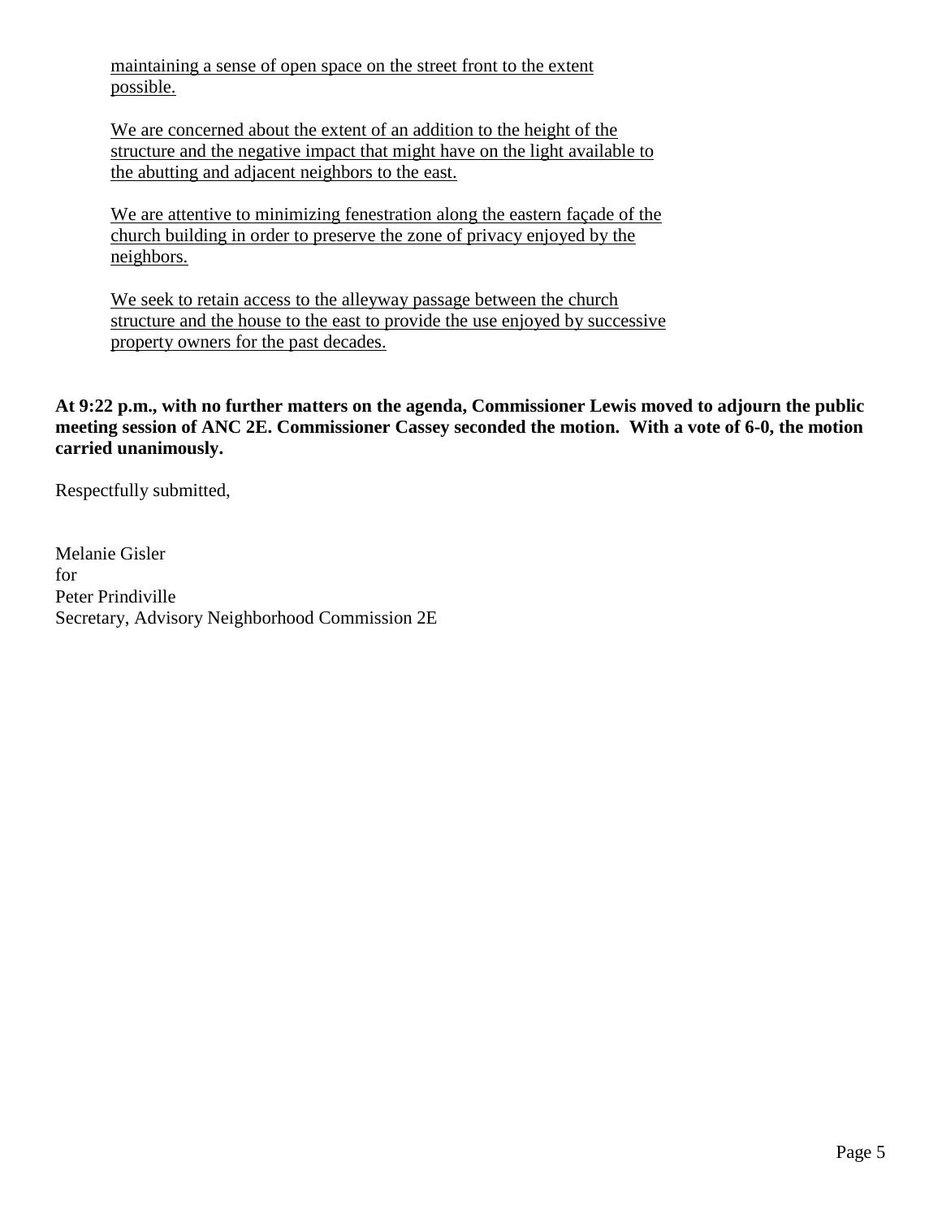maintaining a sense of open space on the street front to the extent possible.

We are concerned about the extent of an addition to the height of the structure and the negative impact that might have on the light available to the abutting and adjacent neighbors to the east.

We are attentive to minimizing fenestration along the eastern façade of the church building in order to preserve the zone of privacy enjoyed by the neighbors.

We seek to retain access to the alleyway passage between the church structure and the house to the east to provide the use enjoyed by successive property owners for the past decades.

**At 9:22 p.m., with no further matters on the agenda, Commissioner Lewis moved to adjourn the public meeting session of ANC 2E. Commissioner Cassey seconded the motion. With a vote of 6-0, the motion carried unanimously.**

Respectfully submitted,

Melanie Gisler
for
Peter Prindiville
Secretary, Advisory Neighborhood Commission 2E